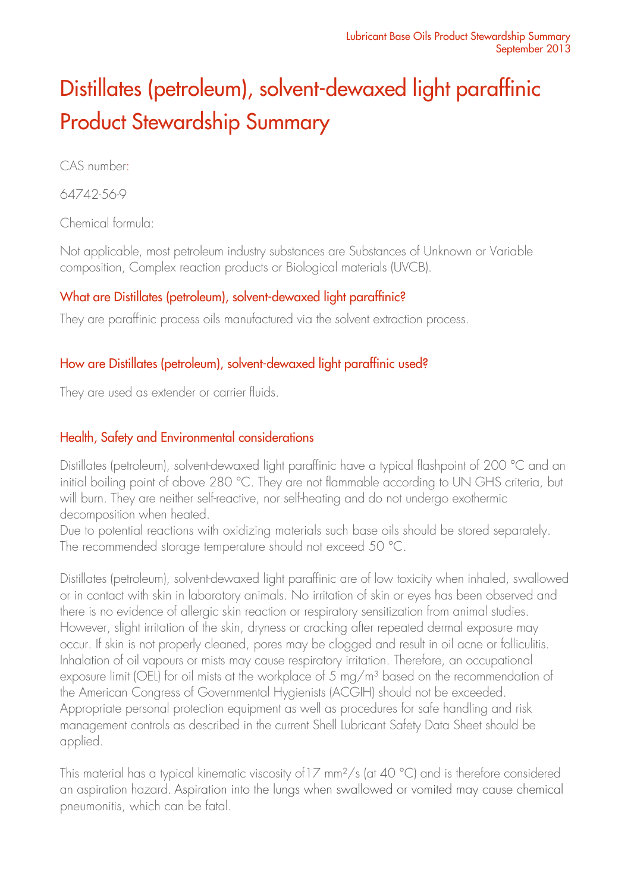# Distillates (petroleum), solvent-dewaxed light paraffinic Product Stewardship Summary

CAS number:

64742-56-9

Chemical formula:

Not applicable, most petroleum industry substances are Substances of Unknown or Variable composition, Complex reaction products or Biological materials (UVCB).

## What are Distillates (petroleum), solvent-dewaxed light paraffinic?

They are paraffinic process oils manufactured via the solvent extraction process.

## How are Distillates (petroleum), solvent-dewaxed light paraffinic used?

They are used as extender or carrier fluids.

## Health, Safety and Environmental considerations

Distillates (petroleum), solvent-dewaxed light paraffinic have a typical flashpoint of 200 °C and an initial boiling point of above 280 °C. They are not flammable according to UN GHS criteria, but will burn. They are neither self-reactive, nor self-heating and do not undergo exothermic decomposition when heated.
Due to potential reactions with oxidizing materials such base oils should be stored separately. The recommended storage temperature should not exceed 50 °C.

Distillates (petroleum), solvent-dewaxed light paraffinic are of low toxicity when inhaled, swallowed or in contact with skin in laboratory animals. No irritation of skin or eyes has been observed and there is no evidence of allergic skin reaction or respiratory sensitization from animal studies. However, slight irritation of the skin, dryness or cracking after repeated dermal exposure may occur. If skin is not properly cleaned, pores may be clogged and result in oil acne or folliculitis. Inhalation of oil vapours or mists may cause respiratory irritation. Therefore, an occupational exposure limit (OEL) for oil mists at the workplace of 5 mg/m$^3$ based on the recommendation of the American Congress of Governmental Hygienists (ACGIH) should not be exceeded. Appropriate personal protection equipment as well as procedures for safe handling and risk management controls as described in the current Shell Lubricant Safety Data Sheet should be applied.

This material has a typical kinematic viscosity of17 mm$^2$/s (at 40 °C) and is therefore considered an aspiration hazard. Aspiration into the lungs when swallowed or vomited may cause chemical pneumonitis, which can be fatal.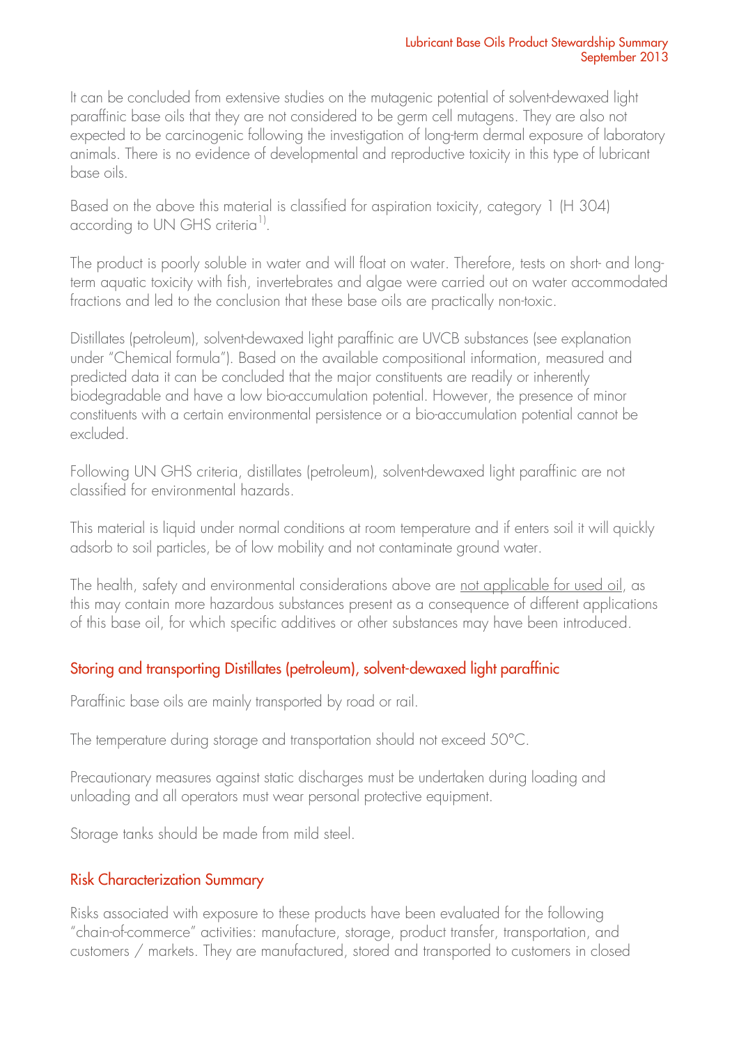It can be concluded from extensive studies on the mutagenic potential of solvent-dewaxed light paraffinic base oils that they are not considered to be germ cell mutagens. They are also not expected to be carcinogenic following the investigation of long-term dermal exposure of laboratory animals. There is no evidence of developmental and reproductive toxicity in this type of lubricant base oils.

Based on the above this material is classified for aspiration toxicity, category 1 (H 304) according to UN GHS criteria[1].

The product is poorly soluble in water and will float on water. Therefore, tests on short- and long-term aquatic toxicity with fish, invertebrates and algae were carried out on water accommodated fractions and led to the conclusion that these base oils are practically non-toxic.

Distillates (petroleum), solvent-dewaxed light paraffinic are UVCB substances (see explanation under "Chemical formula"). Based on the available compositional information, measured and predicted data it can be concluded that the major constituents are readily or inherently biodegradable and have a low bio-accumulation potential. However, the presence of minor constituents with a certain environmental persistence or a bio-accumulation potential cannot be excluded.

Following UN GHS criteria, distillates (petroleum), solvent-dewaxed light paraffinic are not classified for environmental hazards.

This material is liquid under normal conditions at room temperature and if enters soil it will quickly adsorb to soil particles, be of low mobility and not contaminate ground water.

The health, safety and environmental considerations above are <u>not applicable for used oil</u>, as this may contain more hazardous substances present as a consequence of different applications of this base oil, for which specific additives or other substances may have been introduced.

## Storing and transporting Distillates (petroleum), solvent-dewaxed light paraffinic

Paraffinic base oils are mainly transported by road or rail.

The temperature during storage and transportation should not exceed 50°C.

Precautionary measures against static discharges must be undertaken during loading and unloading and all operators must wear personal protective equipment.

Storage tanks should be made from mild steel.

## Risk Characterization Summary

Risks associated with exposure to these products have been evaluated for the following "chain-of-commerce" activities: manufacture, storage, product transfer, transportation, and customers / markets. They are manufactured, stored and transported to customers in closed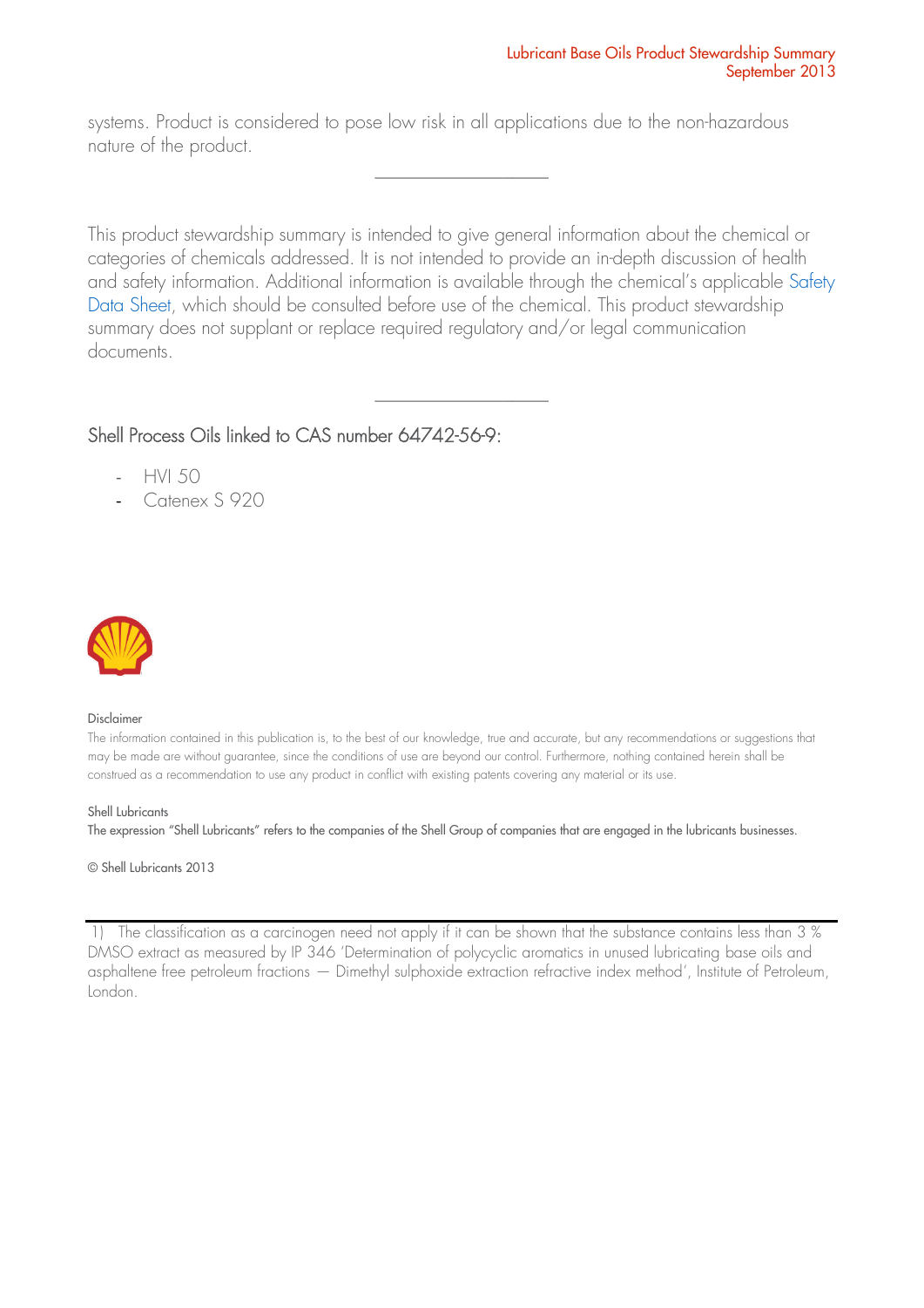systems. Product is considered to pose low risk in all applications due to the non-hazardous nature of the product.

---

This product stewardship summary is intended to give general information about the chemical or categories of chemicals addressed. It is not intended to provide an in-depth discussion of health and safety information. Additional information is available through the chemical's applicable Safety Data Sheet, which should be consulted before use of the chemical. This product stewardship summary does not supplant or replace required regulatory and/or legal communication documents.

---

## Shell Process Oils linked to CAS number 64742-56-9:

- HVI 50
- Catenex S 920

Disclaimer

The information contained in this publication is, to the best of our knowledge, true and accurate, but any recommendations or suggestions that may be made are without guarantee, since the conditions of use are beyond our control. Furthermore, nothing contained herein shall be construed as a recommendation to use any product in conflict with existing patents covering any material or its use.

Shell Lubricants

The expression "Shell Lubricants" refers to the companies of the Shell Group of companies that are engaged in the lubricants businesses.

© Shell Lubricants 2013

---

1) The classification as a carcinogen need not apply if it can be shown that the substance contains less than 3 % DMSO extract as measured by IP 346 'Determination of polycyclic aromatics in unused lubricating base oils and asphaltene free petroleum fractions — Dimethyl sulphoxide extraction refractive index method', Institute of Petroleum, London.